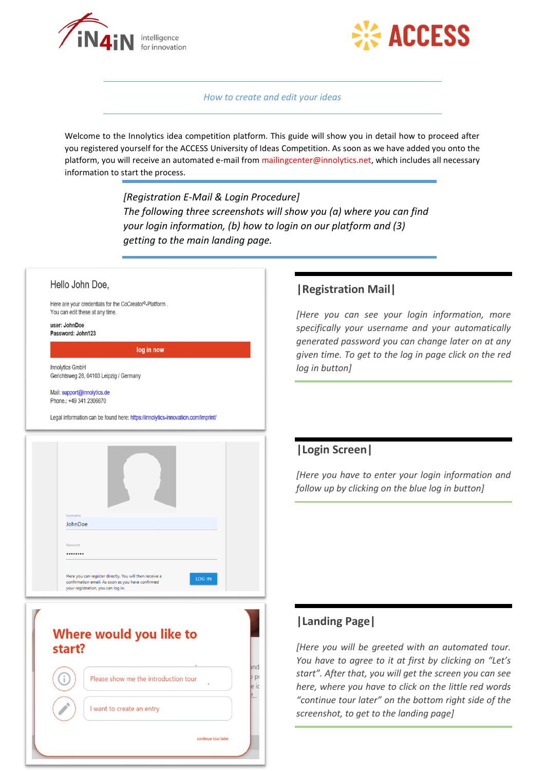*How to create and edit your ideas*

Welcome to the Innolytics idea competition platform. This guide will show you in detail how to proceed after you registered yourself for the ACCESS University of Ideas Competition. As soon as we have added you onto the platform, you will receive an automated e-mail from mailingcenter@innolytics.net, which includes all necessary information to start the process.

*[Registration E-Mail & Login Procedure]*
*The following three screenshots will show you (a) where you can find your login information, (b) how to login on our platform and (3) getting to the main landing page.*

Hello John Doe,

Here are your credentials for the CoCreator®-Platform .
You can edit these at any time.

user: JohnDoe
Password: John123

log in now

Innolytics GmbH
Gerichtsweg 28, 04103 Leipzig / Germany

Mail: support@innolytics.de
Phone.: +49 341 2306670

Legal information can be found here: https://innolytics-innovation.com/imprint/

## |Registration Mail|

*[Here you can see your login information, more specifically your username and your automatically generated password you can change later on at any given time. To get to the log in page click on the red log in button]*

Username
JohnDoe

Password
••••••••

Here you can register directly. You will then receive a confirmation email. As soon as you have confirmed your registration, you can log in.

LOG IN

## |Login Screen|

*[Here you have to enter your login information and follow up by clicking on the blue log in button]*

Where would you like to start?

Please show me the introduction tour

I want to create an entry

continue tour later

## |Landing Page|

*[Here you will be greeted with an automated tour. You have to agree to it at first by clicking on "Let's start". After that, you will get the screen you can see here, where you have to click on the little red words "continue tour later" on the bottom right side of the screenshot, to get to the landing page]*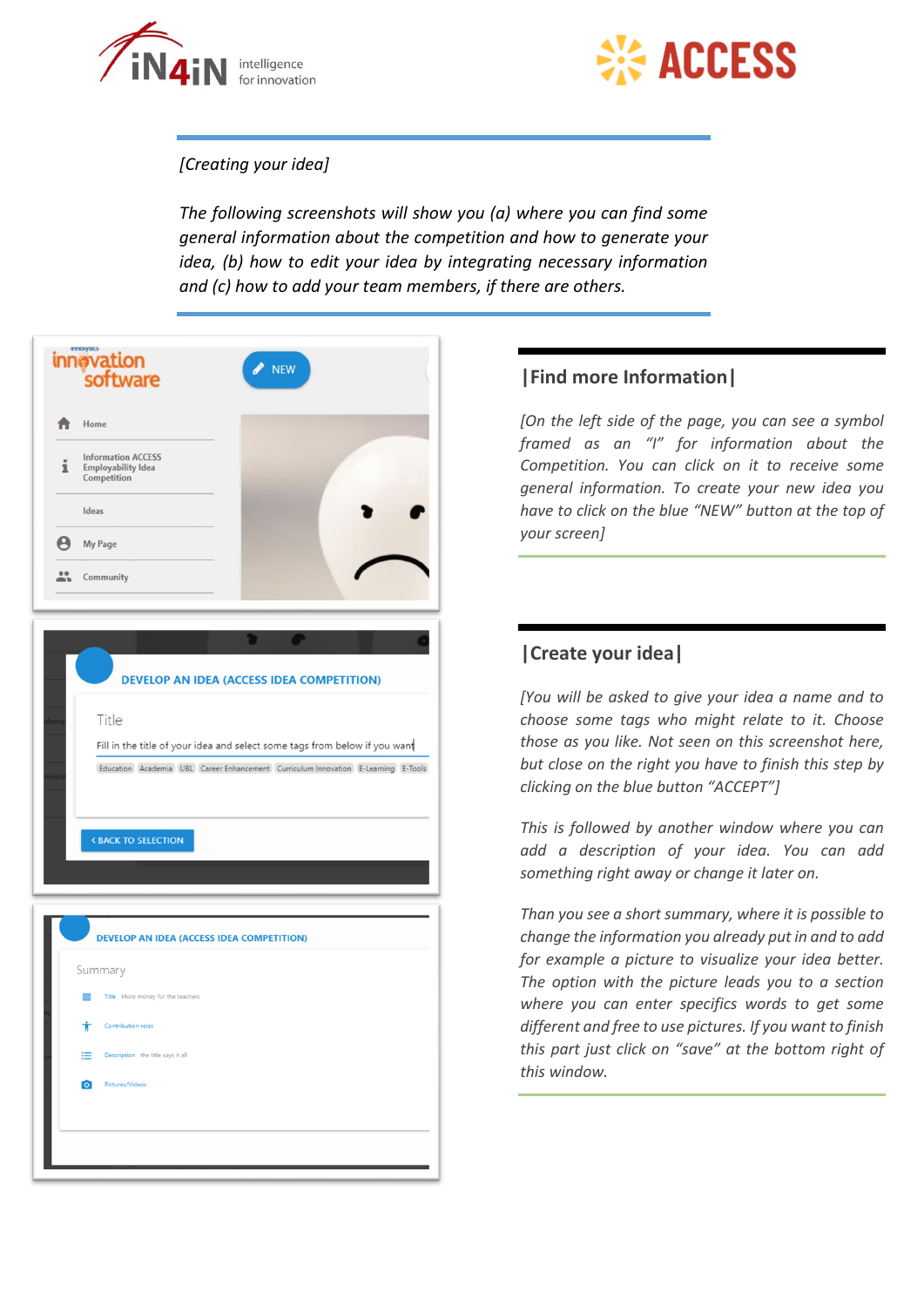*[Creating your idea]*

*The following screenshots will show you (a) where you can find some general information about the competition and how to generate your idea, (b) how to edit your idea by integrating necessary information and (c) how to add your team members, if there are others.*

## |Find more Information|

*[On the left side of the page, you can see a symbol framed as an "I" for information about the Competition. You can click on it to receive some general information. To create your new idea you have to click on the blue "NEW" button at the top of your screen]*

## |Create your idea|

*[You will be asked to give your idea a name and to choose some tags who might relate to it. Choose those as you like. Not seen on this screenshot here, but close on the right you have to finish this step by clicking on the blue button "ACCEPT"]*

*This is followed by another window where you can add a description of your idea. You can add something right away or change it later on.*

*Than you see a short summary, where it is possible to change the information you already put in and to add for example a picture to visualize your idea better. The option with the picture leads you to a section where you can enter specifics words to get some different and free to use pictures. If you want to finish this part just click on "save" at the bottom right of this window.*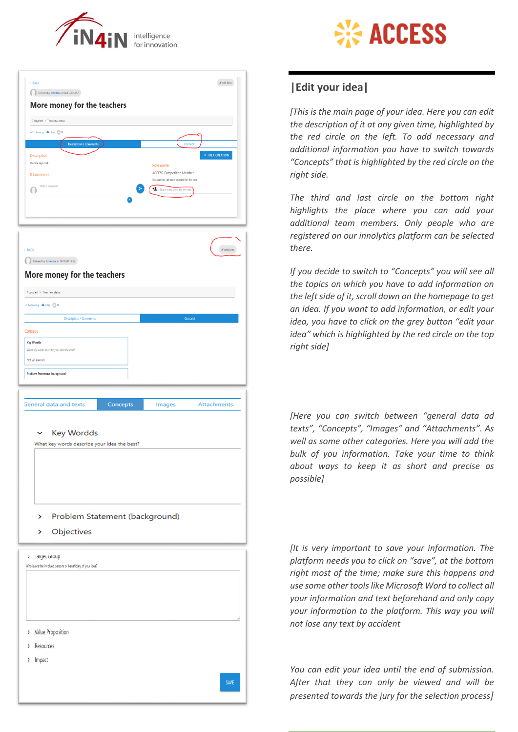# |Edit your idea|

*[This is the main page of your idea. Here you can edit the description of it at any given time, highlighted by the red circle on the left. To add necessary and additional information you have to switch towards "Concepts" that is highlighted by the red circle on the right side.*

*The third and last circle on the bottom right highlights the place where you can add your additional team members. Only people who are registered on our innolytics platform can be selected there.*

*If you decide to switch to "Concepts" you will see all the topics on which you have to add information on the left side of it, scroll down on the homepage to get an idea. If you want to add information, or edit your idea, you have to click on the grey button "edit your idea" which is highlighted by the red circle on the top right side]*

*[Here you can switch between "general data ad texts", "Concepts", "Images" and "Attachments". As well as some other categories. Here you will add the bulk of you information. Take your time to think about ways to keep it as short and precise as possible]*

*[It is very important to save your information. The platform needs you to click on "save", at the bottom right most of the time; make sure this happens and use some other tools like Microsoft Word to collect all your information and text beforehand and only copy your information to the platform. This way you will not lose any text by accident*

*You can edit your idea until the end of submission. After that they can only be viewed and will be presented towards the jury for the selection process]*